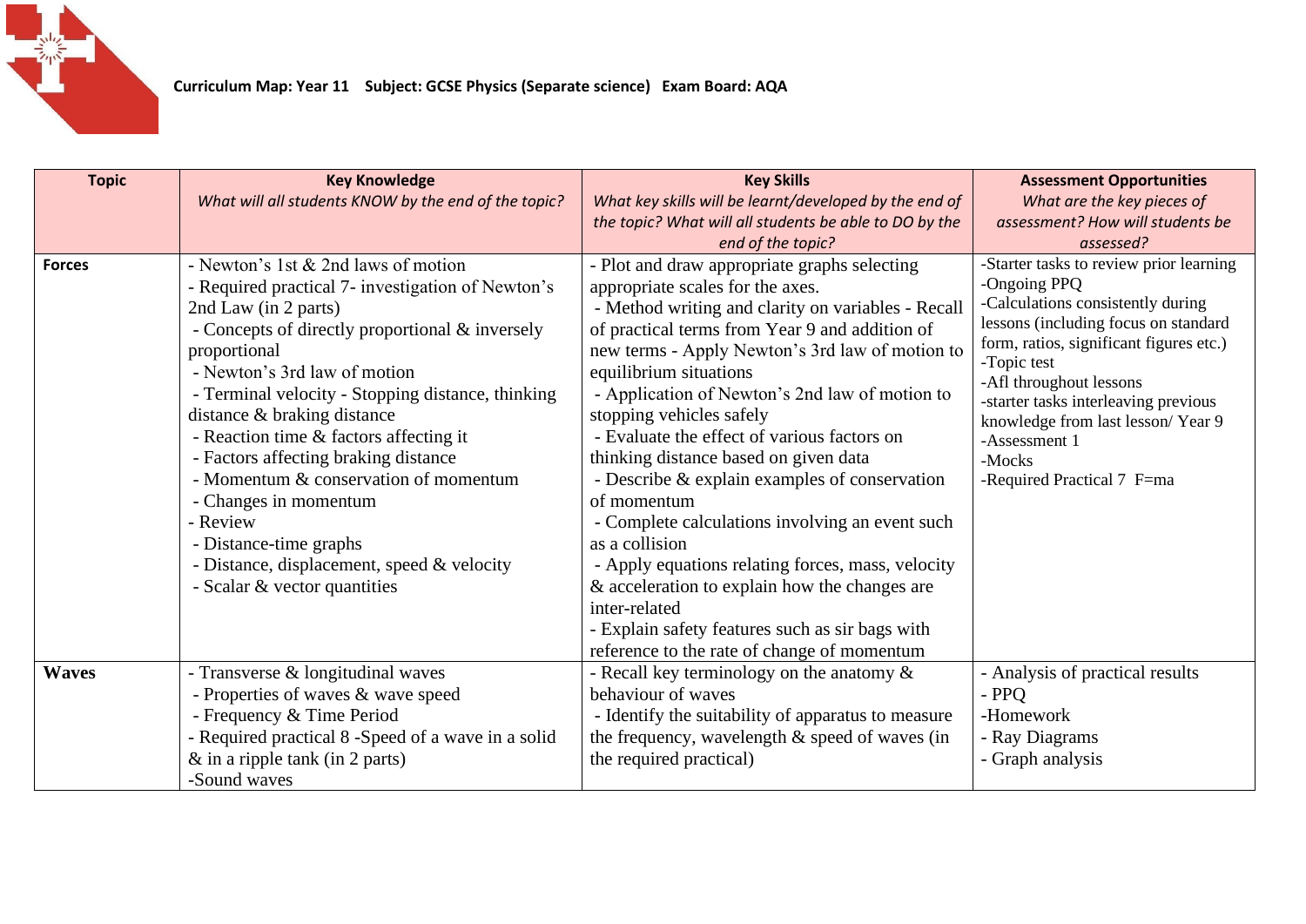**Curriculum Map: Year 11  Subject: GCSE Physics (Separate science)  Exam Board: AQA**

| **Topic** | **Key Knowledge**<br>*What will all students KNOW by the end of the topic?* | **Key Skills**<br>*What key skills will be learnt/developed by the end of the topic? What will all students be able to DO by the end of the topic?* | **Assessment Opportunities**<br>*What are the key pieces of assessment? How will students be assessed?* |
|---|---|---|---|
| **Forces** | - Newton's 1st & 2nd laws of motion<br>- Required practical 7- investigation of Newton's 2nd Law (in 2 parts)<br>- Concepts of directly proportional & inversely proportional<br>- Newton's 3rd law of motion<br>- Terminal velocity - Stopping distance, thinking distance & braking distance<br>- Reaction time & factors affecting it<br>- Factors affecting braking distance<br>- Momentum & conservation of momentum<br>- Changes in momentum<br>- Review<br>- Distance-time graphs<br>- Distance, displacement, speed & velocity<br>- Scalar & vector quantities | - Plot and draw appropriate graphs selecting appropriate scales for the axes.<br>- Method writing and clarity on variables - Recall of practical terms from Year 9 and addition of new terms - Apply Newton's 3rd law of motion to equilibrium situations<br>- Application of Newton's 2nd law of motion to stopping vehicles safely<br>- Evaluate the effect of various factors on thinking distance based on given data<br>- Describe & explain examples of conservation of momentum<br>- Complete calculations involving an event such as a collision<br>- Apply equations relating forces, mass, velocity & acceleration to explain how the changes are inter-related<br>- Explain safety features such as sir bags with reference to the rate of change of momentum | -Starter tasks to review prior learning<br>-Ongoing PPQ<br>-Calculations consistently during lessons (including focus on standard form, ratios, significant figures etc.)<br>-Topic test<br>-Afl throughout lessons<br>-starter tasks interleaving previous knowledge from last lesson/ Year 9<br>-Assessment 1<br>-Mocks<br>-Required Practical 7 F=ma |
| **Waves** | - Transverse & longitudinal waves<br>- Properties of waves & wave speed<br>- Frequency & Time Period<br>- Required practical 8 -Speed of a wave in a solid & in a ripple tank (in 2 parts)<br>-Sound waves | - Recall key terminology on the anatomy & behaviour of waves<br>- Identify the suitability of apparatus to measure the frequency, wavelength & speed of waves (in the required practical) | - Analysis of practical results<br>- PPQ<br>-Homework<br>- Ray Diagrams<br>- Graph analysis |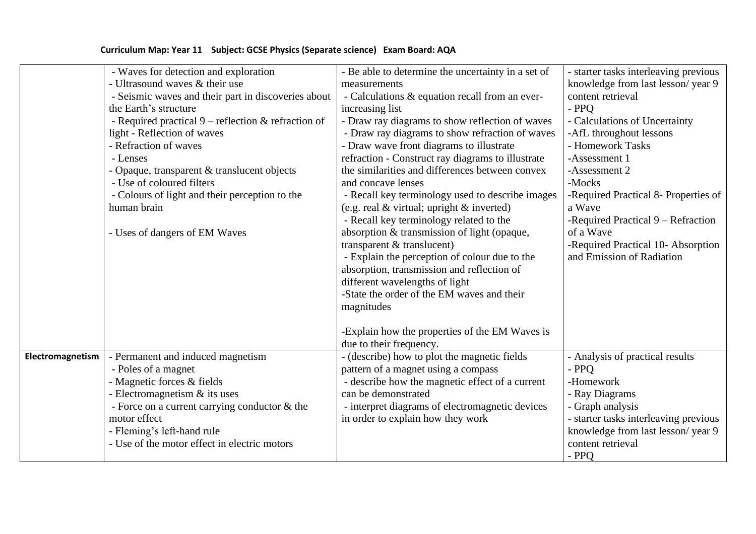**Curriculum Map: Year 11 Subject: GCSE Physics (Separate science) Exam Board: AQA**

| | | | |
|---|---|---|---|
| | - Waves for detection and exploration<br>- Ultrasound waves & their use<br>- Seismic waves and their part in discoveries about the Earth's structure<br>- Required practical 9 – reflection & refraction of light - Reflection of waves<br>- Refraction of waves<br>- Lenses<br>- Opaque, transparent & translucent objects<br>- Use of coloured filters<br>- Colours of light and their perception to the human brain<br><br>- Uses of dangers of EM Waves | - Be able to determine the uncertainty in a set of measurements<br>- Calculations & equation recall from an ever-increasing list<br>- Draw ray diagrams to show reflection of waves<br>- Draw ray diagrams to show refraction of waves<br>- Draw wave front diagrams to illustrate refraction - Construct ray diagrams to illustrate the similarities and differences between convex and concave lenses<br>- Recall key terminology used to describe images (e.g. real & virtual; upright & inverted)<br>- Recall key terminology related to the absorption & transmission of light (opaque, transparent & translucent)<br>- Explain the perception of colour due to the absorption, transmission and reflection of different wavelengths of light<br>-State the order of the EM waves and their magnitudes<br><br>-Explain how the properties of the EM Waves is due to their frequency. | - starter tasks interleaving previous knowledge from last lesson/ year 9 content retrieval<br>- PPQ<br>- Calculations of Uncertainty<br>-AfL throughout lessons<br>- Homework Tasks<br>-Assessment 1<br>-Assessment 2<br>-Mocks<br>-Required Practical 8- Properties of a Wave<br>-Required Practical 9 – Refraction of a Wave<br>-Required Practical 10- Absorption and Emission of Radiation |
| **Electromagnetism** | - Permanent and induced magnetism<br>- Poles of a magnet<br>- Magnetic forces & fields<br>- Electromagnetism & its uses<br>- Force on a current carrying conductor & the motor effect<br>- Fleming's left-hand rule<br>- Use of the motor effect in electric motors | - (describe) how to plot the magnetic fields pattern of a magnet using a compass<br>- describe how the magnetic effect of a current can be demonstrated<br>- interpret diagrams of electromagnetic devices in order to explain how they work | - Analysis of practical results<br>- PPQ<br>-Homework<br>- Ray Diagrams<br>- Graph analysis<br>- starter tasks interleaving previous knowledge from last lesson/ year 9 content retrieval<br>- PPQ |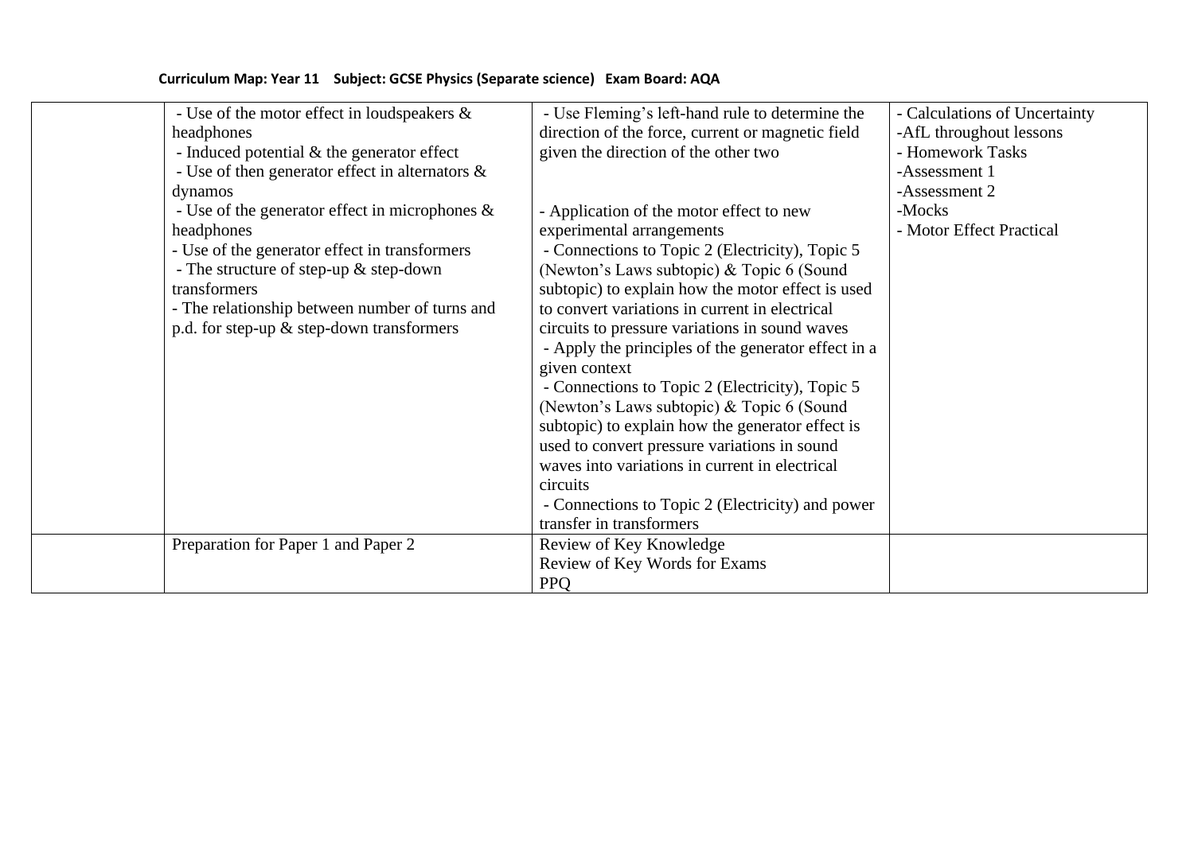**Curriculum Map: Year 11 Subject: GCSE Physics (Separate science) Exam Board: AQA**

| | | | |
|---|---|---|---|
| | - Use of the motor effect in loudspeakers & headphones<br>- Induced potential & the generator effect<br>- Use of then generator effect in alternators & dynamos<br>- Use of the generator effect in microphones & headphones<br>- Use of the generator effect in transformers<br>- The structure of step-up & step-down transformers<br>- The relationship between number of turns and p.d. for step-up & step-down transformers | - Use Fleming's left-hand rule to determine the direction of the force, current or magnetic field given the direction of the other two<br><br>- Application of the motor effect to new experimental arrangements<br>- Connections to Topic 2 (Electricity), Topic 5 (Newton's Laws subtopic) & Topic 6 (Sound subtopic) to explain how the motor effect is used to convert variations in current in electrical circuits to pressure variations in sound waves<br>- Apply the principles of the generator effect in a given context<br>- Connections to Topic 2 (Electricity), Topic 5 (Newton's Laws subtopic) & Topic 6 (Sound subtopic) to explain how the generator effect is used to convert pressure variations in sound waves into variations in current in electrical circuits<br>- Connections to Topic 2 (Electricity) and power transfer in transformers | - Calculations of Uncertainty<br>-AfL throughout lessons<br>- Homework Tasks<br>-Assessment 1<br>-Assessment 2<br>-Mocks<br>- Motor Effect Practical |
| | Preparation for Paper 1 and Paper 2 | Review of Key Knowledge<br>Review of Key Words for Exams<br>PPQ | |